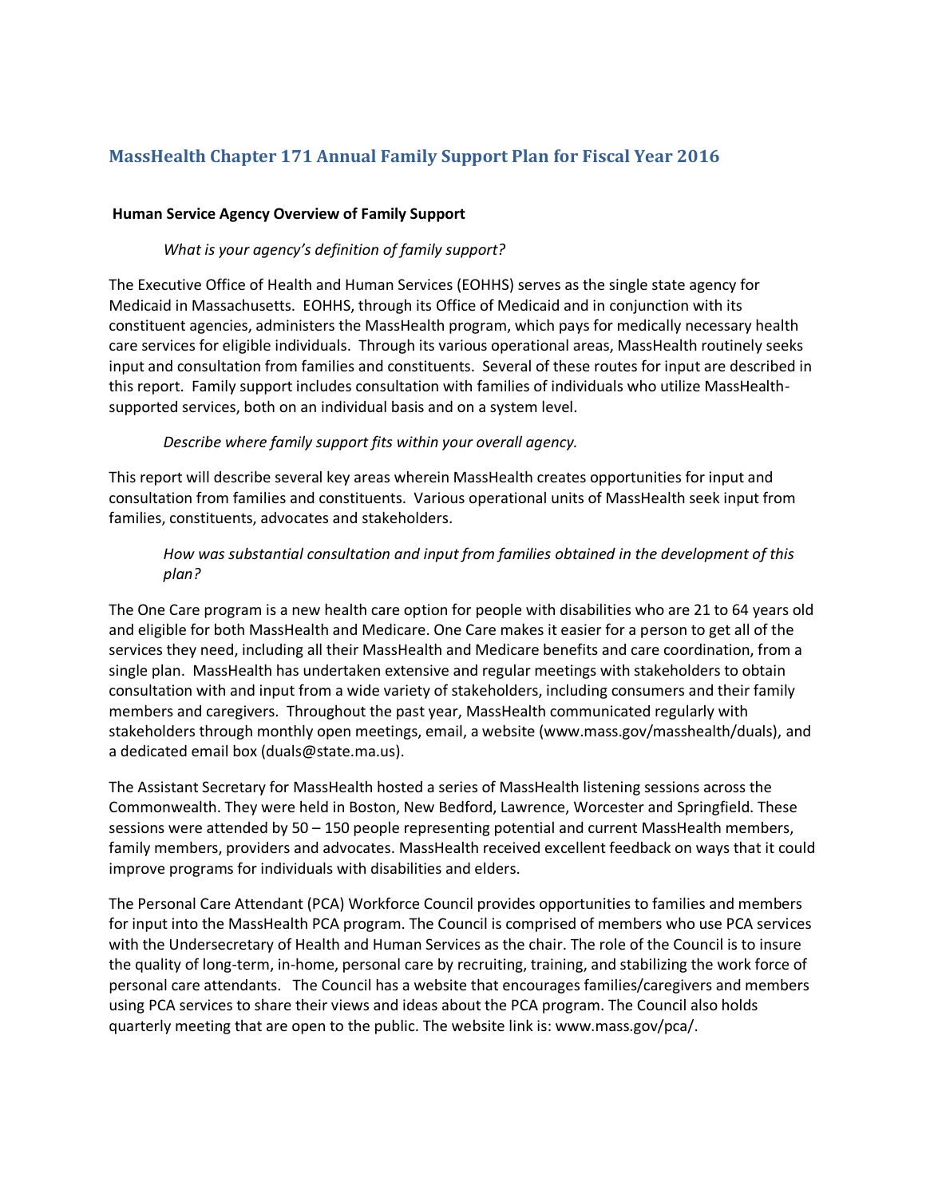# MassHealth Chapter 171 Annual Family Support Plan for Fiscal Year 2016

**Human Service Agency Overview of Family Support**

*What is your agency's definition of family support?*

The Executive Office of Health and Human Services (EOHHS) serves as the single state agency for Medicaid in Massachusetts. EOHHS, through its Office of Medicaid and in conjunction with its constituent agencies, administers the MassHealth program, which pays for medically necessary health care services for eligible individuals. Through its various operational areas, MassHealth routinely seeks input and consultation from families and constituents. Several of these routes for input are described in this report. Family support includes consultation with families of individuals who utilize MassHealth-supported services, both on an individual basis and on a system level.

*Describe where family support fits within your overall agency.*

This report will describe several key areas wherein MassHealth creates opportunities for input and consultation from families and constituents. Various operational units of MassHealth seek input from families, constituents, advocates and stakeholders.

*How was substantial consultation and input from families obtained in the development of this plan?*

The One Care program is a new health care option for people with disabilities who are 21 to 64 years old and eligible for both MassHealth and Medicare. One Care makes it easier for a person to get all of the services they need, including all their MassHealth and Medicare benefits and care coordination, from a single plan. MassHealth has undertaken extensive and regular meetings with stakeholders to obtain consultation with and input from a wide variety of stakeholders, including consumers and their family members and caregivers. Throughout the past year, MassHealth communicated regularly with stakeholders through monthly open meetings, email, a website (www.mass.gov/masshealth/duals), and a dedicated email box (duals@state.ma.us).

The Assistant Secretary for MassHealth hosted a series of MassHealth listening sessions across the Commonwealth. They were held in Boston, New Bedford, Lawrence, Worcester and Springfield. These sessions were attended by 50 – 150 people representing potential and current MassHealth members, family members, providers and advocates. MassHealth received excellent feedback on ways that it could improve programs for individuals with disabilities and elders.

The Personal Care Attendant (PCA) Workforce Council provides opportunities to families and members for input into the MassHealth PCA program. The Council is comprised of members who use PCA services with the Undersecretary of Health and Human Services as the chair. The role of the Council is to insure the quality of long-term, in-home, personal care by recruiting, training, and stabilizing the work force of personal care attendants. The Council has a website that encourages families/caregivers and members using PCA services to share their views and ideas about the PCA program. The Council also holds quarterly meeting that are open to the public. The website link is: www.mass.gov/pca/.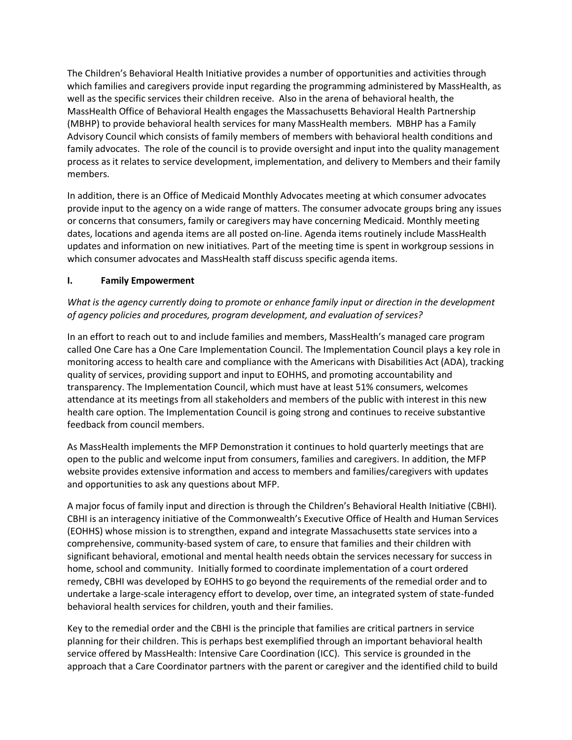The Children's Behavioral Health Initiative provides a number of opportunities and activities through which families and caregivers provide input regarding the programming administered by MassHealth, as well as the specific services their children receive. Also in the arena of behavioral health, the MassHealth Office of Behavioral Health engages the Massachusetts Behavioral Health Partnership (MBHP) to provide behavioral health services for many MassHealth members. MBHP has a Family Advisory Council which consists of family members of members with behavioral health conditions and family advocates. The role of the council is to provide oversight and input into the quality management process as it relates to service development, implementation, and delivery to Members and their family members.

In addition, there is an Office of Medicaid Monthly Advocates meeting at which consumer advocates provide input to the agency on a wide range of matters. The consumer advocate groups bring any issues or concerns that consumers, family or caregivers may have concerning Medicaid. Monthly meeting dates, locations and agenda items are all posted on-line. Agenda items routinely include MassHealth updates and information on new initiatives. Part of the meeting time is spent in workgroup sessions in which consumer advocates and MassHealth staff discuss specific agenda items.

## I. Family Empowerment

*What is the agency currently doing to promote or enhance family input or direction in the development of agency policies and procedures, program development, and evaluation of services?*

In an effort to reach out to and include families and members, MassHealth's managed care program called One Care has a One Care Implementation Council. The Implementation Council plays a key role in monitoring access to health care and compliance with the Americans with Disabilities Act (ADA), tracking quality of services, providing support and input to EOHHS, and promoting accountability and transparency. The Implementation Council, which must have at least 51% consumers, welcomes attendance at its meetings from all stakeholders and members of the public with interest in this new health care option. The Implementation Council is going strong and continues to receive substantive feedback from council members.

As MassHealth implements the MFP Demonstration it continues to hold quarterly meetings that are open to the public and welcome input from consumers, families and caregivers. In addition, the MFP website provides extensive information and access to members and families/caregivers with updates and opportunities to ask any questions about MFP.

A major focus of family input and direction is through the Children's Behavioral Health Initiative (CBHI). CBHI is an interagency initiative of the Commonwealth's Executive Office of Health and Human Services (EOHHS) whose mission is to strengthen, expand and integrate Massachusetts state services into a comprehensive, community-based system of care, to ensure that families and their children with significant behavioral, emotional and mental health needs obtain the services necessary for success in home, school and community. Initially formed to coordinate implementation of a court ordered remedy, CBHI was developed by EOHHS to go beyond the requirements of the remedial order and to undertake a large-scale interagency effort to develop, over time, an integrated system of state-funded behavioral health services for children, youth and their families.

Key to the remedial order and the CBHI is the principle that families are critical partners in service planning for their children. This is perhaps best exemplified through an important behavioral health service offered by MassHealth: Intensive Care Coordination (ICC). This service is grounded in the approach that a Care Coordinator partners with the parent or caregiver and the identified child to build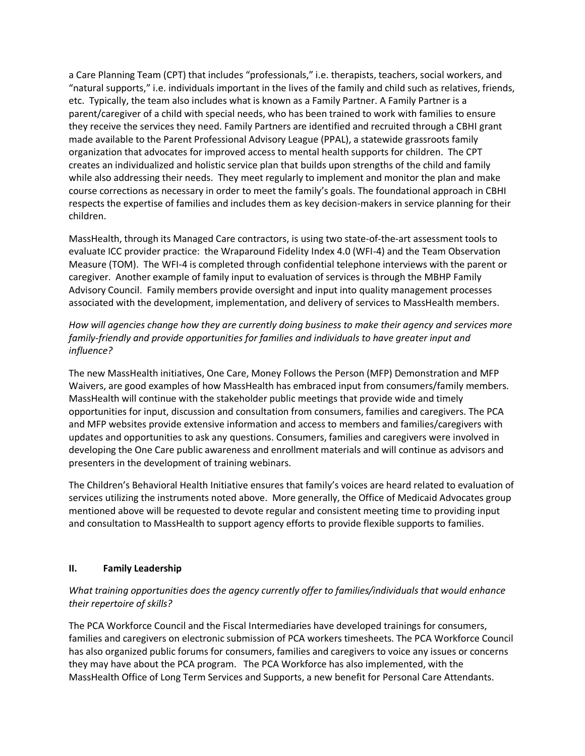a Care Planning Team (CPT) that includes "professionals," i.e. therapists, teachers, social workers, and "natural supports," i.e. individuals important in the lives of the family and child such as relatives, friends, etc. Typically, the team also includes what is known as a Family Partner. A Family Partner is a parent/caregiver of a child with special needs, who has been trained to work with families to ensure they receive the services they need. Family Partners are identified and recruited through a CBHI grant made available to the Parent Professional Advisory League (PPAL), a statewide grassroots family organization that advocates for improved access to mental health supports for children. The CPT creates an individualized and holistic service plan that builds upon strengths of the child and family while also addressing their needs. They meet regularly to implement and monitor the plan and make course corrections as necessary in order to meet the family's goals. The foundational approach in CBHI respects the expertise of families and includes them as key decision-makers in service planning for their children.

MassHealth, through its Managed Care contractors, is using two state-of-the-art assessment tools to evaluate ICC provider practice: the Wraparound Fidelity Index 4.0 (WFI-4) and the Team Observation Measure (TOM). The WFI-4 is completed through confidential telephone interviews with the parent or caregiver. Another example of family input to evaluation of services is through the MBHP Family Advisory Council. Family members provide oversight and input into quality management processes associated with the development, implementation, and delivery of services to MassHealth members.

*How will agencies change how they are currently doing business to make their agency and services more family-friendly and provide opportunities for families and individuals to have greater input and influence?*

The new MassHealth initiatives, One Care, Money Follows the Person (MFP) Demonstration and MFP Waivers, are good examples of how MassHealth has embraced input from consumers/family members. MassHealth will continue with the stakeholder public meetings that provide wide and timely opportunities for input, discussion and consultation from consumers, families and caregivers. The PCA and MFP websites provide extensive information and access to members and families/caregivers with updates and opportunities to ask any questions. Consumers, families and caregivers were involved in developing the One Care public awareness and enrollment materials and will continue as advisors and presenters in the development of training webinars.

The Children's Behavioral Health Initiative ensures that family's voices are heard related to evaluation of services utilizing the instruments noted above. More generally, the Office of Medicaid Advocates group mentioned above will be requested to devote regular and consistent meeting time to providing input and consultation to MassHealth to support agency efforts to provide flexible supports to families.

## II. Family Leadership

*What training opportunities does the agency currently offer to families/individuals that would enhance their repertoire of skills?*

The PCA Workforce Council and the Fiscal Intermediaries have developed trainings for consumers, families and caregivers on electronic submission of PCA workers timesheets. The PCA Workforce Council has also organized public forums for consumers, families and caregivers to voice any issues or concerns they may have about the PCA program. The PCA Workforce has also implemented, with the MassHealth Office of Long Term Services and Supports, a new benefit for Personal Care Attendants.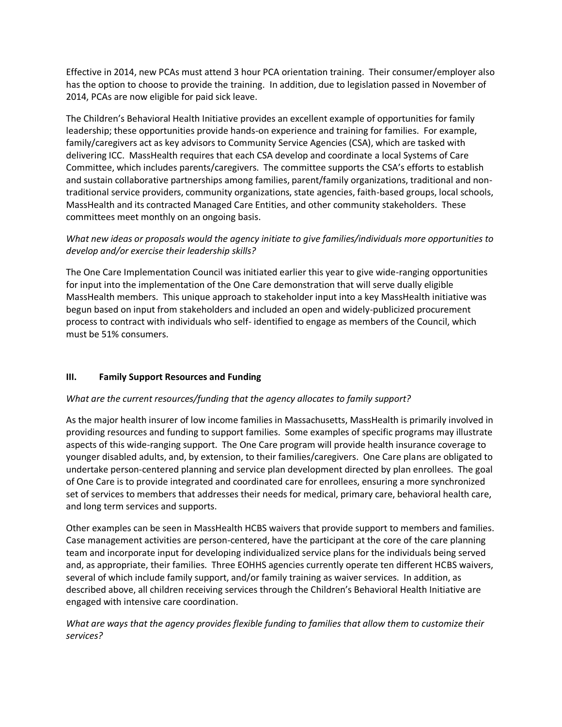Effective in 2014, new PCAs must attend 3 hour PCA orientation training. Their consumer/employer also has the option to choose to provide the training. In addition, due to legislation passed in November of 2014, PCAs are now eligible for paid sick leave.

The Children's Behavioral Health Initiative provides an excellent example of opportunities for family leadership; these opportunities provide hands-on experience and training for families. For example, family/caregivers act as key advisors to Community Service Agencies (CSA), which are tasked with delivering ICC. MassHealth requires that each CSA develop and coordinate a local Systems of Care Committee, which includes parents/caregivers. The committee supports the CSA's efforts to establish and sustain collaborative partnerships among families, parent/family organizations, traditional and non-traditional service providers, community organizations, state agencies, faith-based groups, local schools, MassHealth and its contracted Managed Care Entities, and other community stakeholders. These committees meet monthly on an ongoing basis.

*What new ideas or proposals would the agency initiate to give families/individuals more opportunities to develop and/or exercise their leadership skills?*

The One Care Implementation Council was initiated earlier this year to give wide-ranging opportunities for input into the implementation of the One Care demonstration that will serve dually eligible MassHealth members. This unique approach to stakeholder input into a key MassHealth initiative was begun based on input from stakeholders and included an open and widely-publicized procurement process to contract with individuals who self- identified to engage as members of the Council, which must be 51% consumers.

## III. Family Support Resources and Funding

*What are the current resources/funding that the agency allocates to family support?*

As the major health insurer of low income families in Massachusetts, MassHealth is primarily involved in providing resources and funding to support families. Some examples of specific programs may illustrate aspects of this wide-ranging support. The One Care program will provide health insurance coverage to younger disabled adults, and, by extension, to their families/caregivers. One Care plans are obligated to undertake person-centered planning and service plan development directed by plan enrollees. The goal of One Care is to provide integrated and coordinated care for enrollees, ensuring a more synchronized set of services to members that addresses their needs for medical, primary care, behavioral health care, and long term services and supports.

Other examples can be seen in MassHealth HCBS waivers that provide support to members and families. Case management activities are person-centered, have the participant at the core of the care planning team and incorporate input for developing individualized service plans for the individuals being served and, as appropriate, their families. Three EOHHS agencies currently operate ten different HCBS waivers, several of which include family support, and/or family training as waiver services. In addition, as described above, all children receiving services through the Children's Behavioral Health Initiative are engaged with intensive care coordination.

*What are ways that the agency provides flexible funding to families that allow them to customize their services?*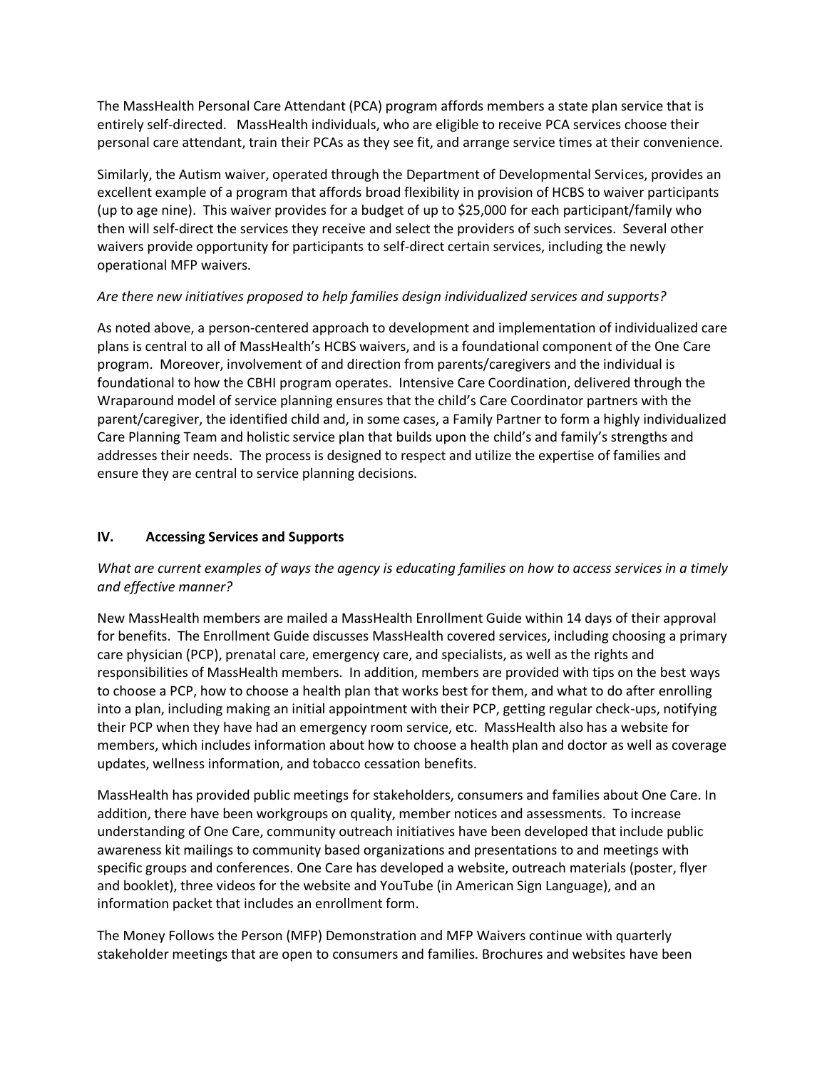The MassHealth Personal Care Attendant (PCA) program affords members a state plan service that is entirely self-directed. MassHealth individuals, who are eligible to receive PCA services choose their personal care attendant, train their PCAs as they see fit, and arrange service times at their convenience.

Similarly, the Autism waiver, operated through the Department of Developmental Services, provides an excellent example of a program that affords broad flexibility in provision of HCBS to waiver participants (up to age nine). This waiver provides for a budget of up to $25,000 for each participant/family who then will self-direct the services they receive and select the providers of such services. Several other waivers provide opportunity for participants to self-direct certain services, including the newly operational MFP waivers.

*Are there new initiatives proposed to help families design individualized services and supports?*

As noted above, a person-centered approach to development and implementation of individualized care plans is central to all of MassHealth's HCBS waivers, and is a foundational component of the One Care program. Moreover, involvement of and direction from parents/caregivers and the individual is foundational to how the CBHI program operates. Intensive Care Coordination, delivered through the Wraparound model of service planning ensures that the child's Care Coordinator partners with the parent/caregiver, the identified child and, in some cases, a Family Partner to form a highly individualized Care Planning Team and holistic service plan that builds upon the child's and family's strengths and addresses their needs. The process is designed to respect and utilize the expertise of families and ensure they are central to service planning decisions.

## IV. Accessing Services and Supports

*What are current examples of ways the agency is educating families on how to access services in a timely and effective manner?*

New MassHealth members are mailed a MassHealth Enrollment Guide within 14 days of their approval for benefits. The Enrollment Guide discusses MassHealth covered services, including choosing a primary care physician (PCP), prenatal care, emergency care, and specialists, as well as the rights and responsibilities of MassHealth members. In addition, members are provided with tips on the best ways to choose a PCP, how to choose a health plan that works best for them, and what to do after enrolling into a plan, including making an initial appointment with their PCP, getting regular check-ups, notifying their PCP when they have had an emergency room service, etc. MassHealth also has a website for members, which includes information about how to choose a health plan and doctor as well as coverage updates, wellness information, and tobacco cessation benefits.

MassHealth has provided public meetings for stakeholders, consumers and families about One Care. In addition, there have been workgroups on quality, member notices and assessments. To increase understanding of One Care, community outreach initiatives have been developed that include public awareness kit mailings to community based organizations and presentations to and meetings with specific groups and conferences. One Care has developed a website, outreach materials (poster, flyer and booklet), three videos for the website and YouTube (in American Sign Language), and an information packet that includes an enrollment form.

The Money Follows the Person (MFP) Demonstration and MFP Waivers continue with quarterly stakeholder meetings that are open to consumers and families. Brochures and websites have been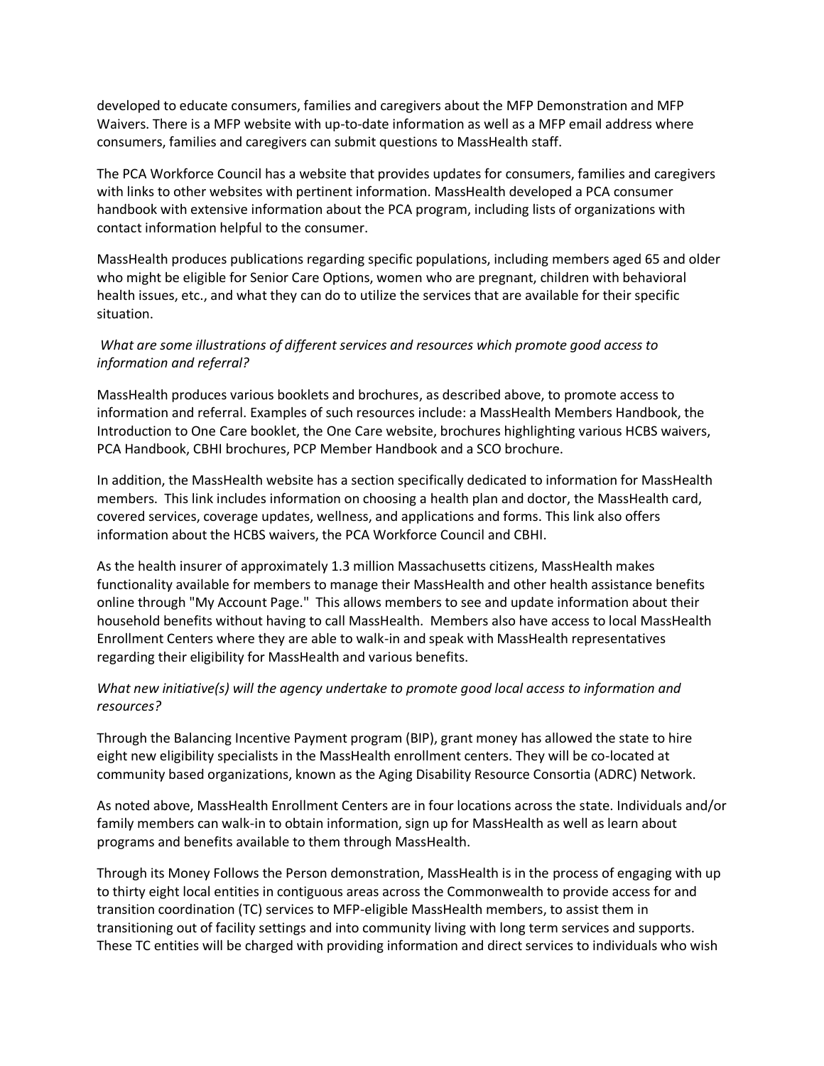developed to educate consumers, families and caregivers about the MFP Demonstration and MFP Waivers. There is a MFP website with up-to-date information as well as a MFP email address where consumers, families and caregivers can submit questions to MassHealth staff.

The PCA Workforce Council has a website that provides updates for consumers, families and caregivers with links to other websites with pertinent information. MassHealth developed a PCA consumer handbook with extensive information about the PCA program, including lists of organizations with contact information helpful to the consumer.

MassHealth produces publications regarding specific populations, including members aged 65 and older who might be eligible for Senior Care Options, women who are pregnant, children with behavioral health issues, etc., and what they can do to utilize the services that are available for their specific situation.

*What are some illustrations of different services and resources which promote good access to information and referral?*

MassHealth produces various booklets and brochures, as described above, to promote access to information and referral. Examples of such resources include: a MassHealth Members Handbook, the Introduction to One Care booklet, the One Care website, brochures highlighting various HCBS waivers, PCA Handbook, CBHI brochures, PCP Member Handbook and a SCO brochure.

In addition, the MassHealth website has a section specifically dedicated to information for MassHealth members. This link includes information on choosing a health plan and doctor, the MassHealth card, covered services, coverage updates, wellness, and applications and forms. This link also offers information about the HCBS waivers, the PCA Workforce Council and CBHI.

As the health insurer of approximately 1.3 million Massachusetts citizens, MassHealth makes functionality available for members to manage their MassHealth and other health assistance benefits online through "My Account Page." This allows members to see and update information about their household benefits without having to call MassHealth. Members also have access to local MassHealth Enrollment Centers where they are able to walk-in and speak with MassHealth representatives regarding their eligibility for MassHealth and various benefits.

*What new initiative(s) will the agency undertake to promote good local access to information and resources?*

Through the Balancing Incentive Payment program (BIP), grant money has allowed the state to hire eight new eligibility specialists in the MassHealth enrollment centers. They will be co-located at community based organizations, known as the Aging Disability Resource Consortia (ADRC) Network.

As noted above, MassHealth Enrollment Centers are in four locations across the state. Individuals and/or family members can walk-in to obtain information, sign up for MassHealth as well as learn about programs and benefits available to them through MassHealth.

Through its Money Follows the Person demonstration, MassHealth is in the process of engaging with up to thirty eight local entities in contiguous areas across the Commonwealth to provide access for and transition coordination (TC) services to MFP-eligible MassHealth members, to assist them in transitioning out of facility settings and into community living with long term services and supports. These TC entities will be charged with providing information and direct services to individuals who wish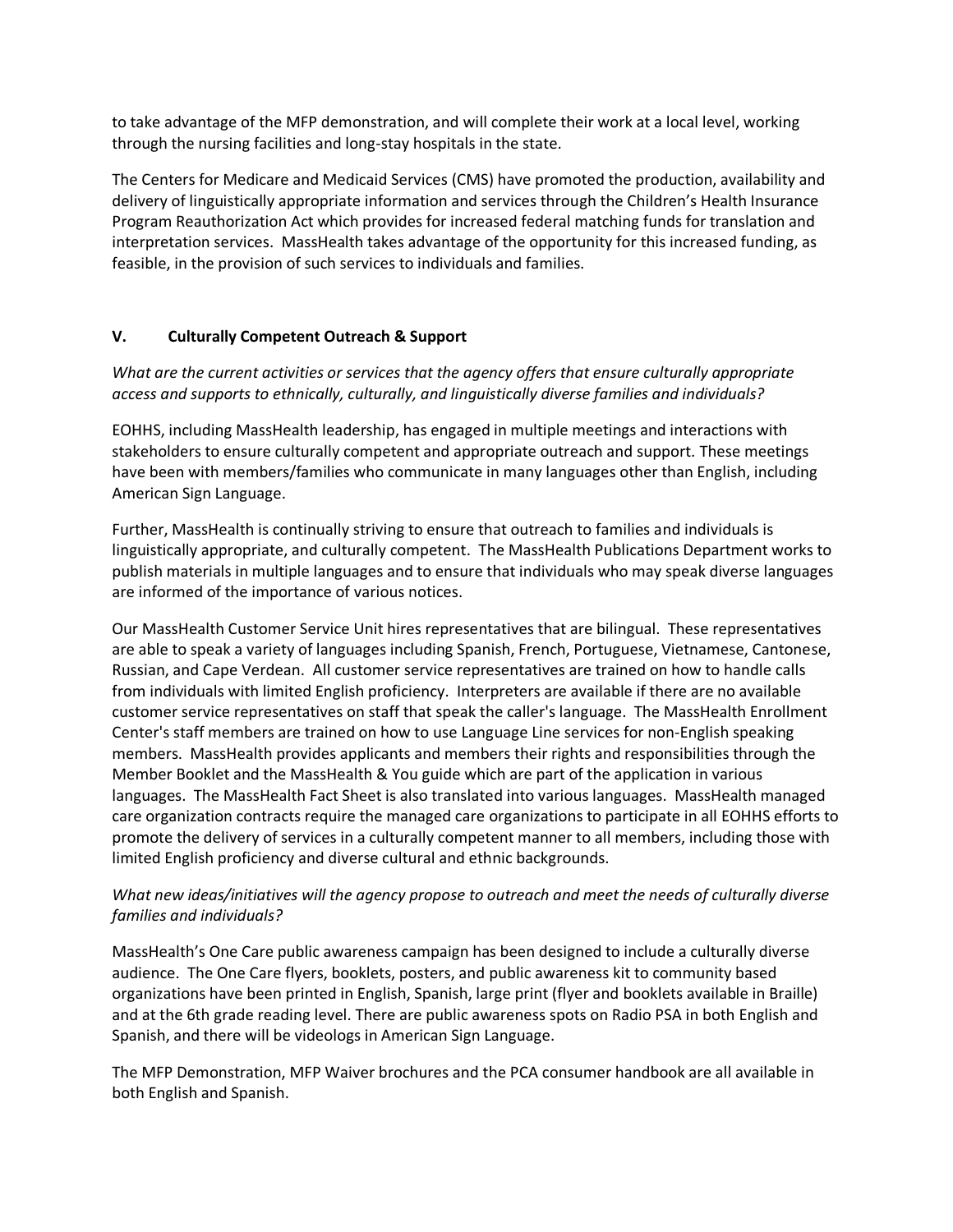to take advantage of the MFP demonstration, and will complete their work at a local level, working through the nursing facilities and long-stay hospitals in the state.

The Centers for Medicare and Medicaid Services (CMS) have promoted the production, availability and delivery of linguistically appropriate information and services through the Children's Health Insurance Program Reauthorization Act which provides for increased federal matching funds for translation and interpretation services. MassHealth takes advantage of the opportunity for this increased funding, as feasible, in the provision of such services to individuals and families.

## V. Culturally Competent Outreach & Support

*What are the current activities or services that the agency offers that ensure culturally appropriate access and supports to ethnically, culturally, and linguistically diverse families and individuals?*

EOHHS, including MassHealth leadership, has engaged in multiple meetings and interactions with stakeholders to ensure culturally competent and appropriate outreach and support. These meetings have been with members/families who communicate in many languages other than English, including American Sign Language.

Further, MassHealth is continually striving to ensure that outreach to families and individuals is linguistically appropriate, and culturally competent. The MassHealth Publications Department works to publish materials in multiple languages and to ensure that individuals who may speak diverse languages are informed of the importance of various notices.

Our MassHealth Customer Service Unit hires representatives that are bilingual. These representatives are able to speak a variety of languages including Spanish, French, Portuguese, Vietnamese, Cantonese, Russian, and Cape Verdean. All customer service representatives are trained on how to handle calls from individuals with limited English proficiency. Interpreters are available if there are no available customer service representatives on staff that speak the caller's language. The MassHealth Enrollment Center's staff members are trained on how to use Language Line services for non-English speaking members. MassHealth provides applicants and members their rights and responsibilities through the Member Booklet and the MassHealth & You guide which are part of the application in various languages. The MassHealth Fact Sheet is also translated into various languages. MassHealth managed care organization contracts require the managed care organizations to participate in all EOHHS efforts to promote the delivery of services in a culturally competent manner to all members, including those with limited English proficiency and diverse cultural and ethnic backgrounds.

*What new ideas/initiatives will the agency propose to outreach and meet the needs of culturally diverse families and individuals?*

MassHealth's One Care public awareness campaign has been designed to include a culturally diverse audience. The One Care flyers, booklets, posters, and public awareness kit to community based organizations have been printed in English, Spanish, large print (flyer and booklets available in Braille) and at the 6th grade reading level. There are public awareness spots on Radio PSA in both English and Spanish, and there will be videologs in American Sign Language.

The MFP Demonstration, MFP Waiver brochures and the PCA consumer handbook are all available in both English and Spanish.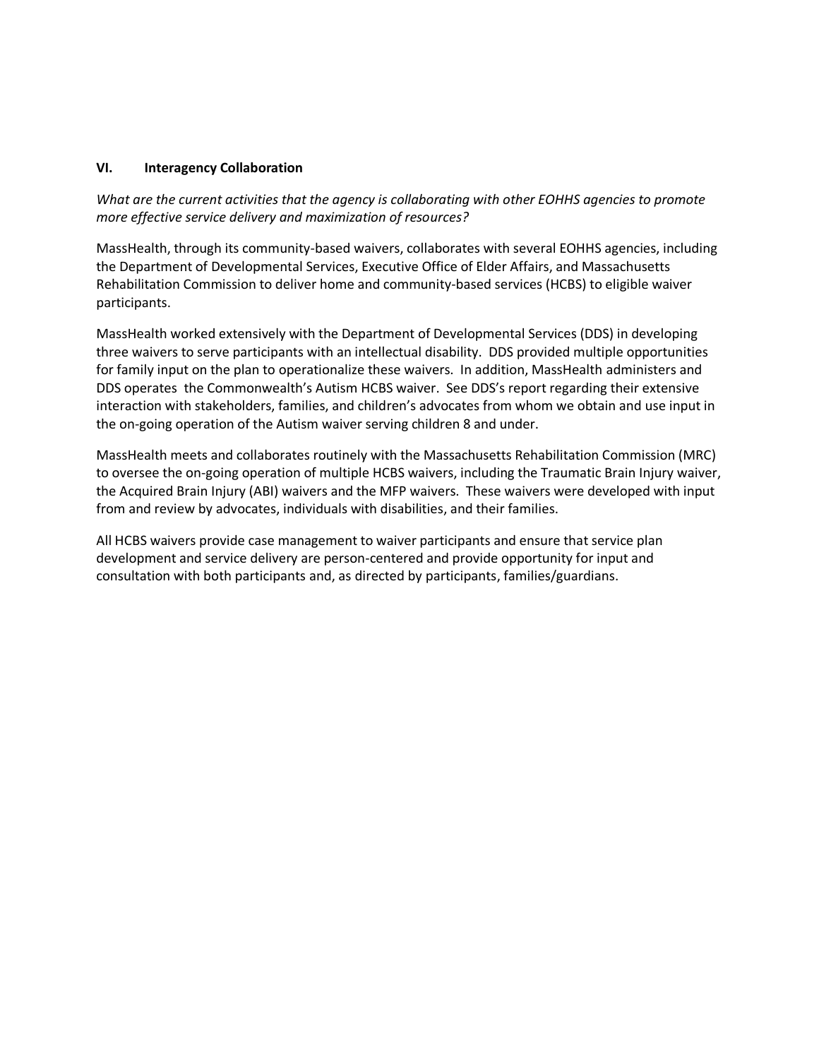## VI. Interagency Collaboration

*What are the current activities that the agency is collaborating with other EOHHS agencies to promote more effective service delivery and maximization of resources?*

MassHealth, through its community-based waivers, collaborates with several EOHHS agencies, including the Department of Developmental Services, Executive Office of Elder Affairs, and Massachusetts Rehabilitation Commission to deliver home and community-based services (HCBS) to eligible waiver participants.

MassHealth worked extensively with the Department of Developmental Services (DDS) in developing three waivers to serve participants with an intellectual disability. DDS provided multiple opportunities for family input on the plan to operationalize these waivers. In addition, MassHealth administers and DDS operates the Commonwealth's Autism HCBS waiver. See DDS's report regarding their extensive interaction with stakeholders, families, and children's advocates from whom we obtain and use input in the on-going operation of the Autism waiver serving children 8 and under.

MassHealth meets and collaborates routinely with the Massachusetts Rehabilitation Commission (MRC) to oversee the on-going operation of multiple HCBS waivers, including the Traumatic Brain Injury waiver, the Acquired Brain Injury (ABI) waivers and the MFP waivers. These waivers were developed with input from and review by advocates, individuals with disabilities, and their families.

All HCBS waivers provide case management to waiver participants and ensure that service plan development and service delivery are person-centered and provide opportunity for input and consultation with both participants and, as directed by participants, families/guardians.